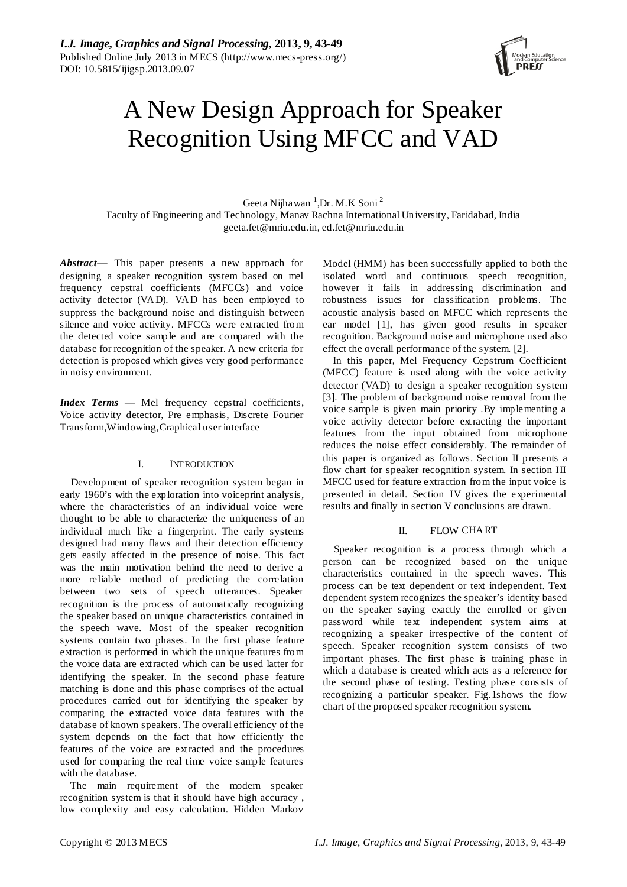# A New Design Approach for Speaker Recognition Using MFCC and VAD

Geeta Nijhawan [1], Dr. M.K Soni [2]

Faculty of Engineering and Technology, Manav Rachna International University, Faridabad, India

geeta.fet@mriu.edu.in, ed.fet@mriu.edu.in

***Abstract*** — This paper presents a new approach for designing a speaker recognition system based on mel frequency cepstral coefficients (MFCCs) and voice activity detector (VAD). VAD has been employed to suppress the background noise and distinguish between silence and voice activity. MFCCs were extracted from the detected voice sample and are compared with the database for recognition of the speaker. A new criteria for detection is proposed which gives very good performance in noisy environment.

***Index Terms*** — Mel frequency cepstral coefficients, Voice activity detector, Pre emphasis, Discrete Fourier Transform, Windowing, Graphical user interface

## I. INTRODUCTION

Development of speaker recognition system began in early 1960's with the exploration into voiceprint analysis, where the characteristics of an individual voice were thought to be able to characterize the uniqueness of an individual much like a fingerprint. The early systems designed had many flaws and their detection efficiency gets easily affected in the presence of noise. This fact was the main motivation behind the need to derive a more reliable method of predicting the correlation between two sets of speech utterances. Speaker recognition is the process of automatically recognizing the speaker based on unique characteristics contained in the speech wave. Most of the speaker recognition systems contain two phases. In the first phase feature extraction is performed in which the unique features from the voice data are extracted which can be used latter for identifying the speaker. In the second phase feature matching is done and this phase comprises of the actual procedures carried out for identifying the speaker by comparing the extracted voice data features with the database of known speakers. The overall efficiency of the system depends on the fact that how efficiently the features of the voice are extracted and the procedures used for comparing the real time voice sample features with the database.

The main requirement of the modern speaker recognition system is that it should have high accuracy , low complexity and easy calculation. Hidden Markov Model (HMM) has been successfully applied to both the isolated word and continuous speech recognition, however it fails in addressing discrimination and robustness issues for classification problems. The acoustic analysis based on MFCC which represents the ear model [1], has given good results in speaker recognition. Background noise and microphone used also effect the overall performance of the system. [2].

In this paper, Mel Frequency Cepstrum Coefficient (MFCC) feature is used along with the voice activity detector (VAD) to design a speaker recognition system [3]. The problem of background noise removal from the voice sample is given main priority .By implementing a voice activity detector before extracting the important features from the input obtained from microphone reduces the noise effect considerably. The remainder of this paper is organized as follows. Section II presents a flow chart for speaker recognition system. In section III MFCC used for feature extraction from the input voice is presented in detail. Section IV gives the experimental results and finally in section V conclusions are drawn.

## II. FLOW CHART

Speaker recognition is a process through which a person can be recognized based on the unique characteristics contained in the speech waves. This process can be text dependent or text independent. Text dependent system recognizes the speaker's identity based on the speaker saying exactly the enrolled or given password while text independent system aims at recognizing a speaker irrespective of the content of speech. Speaker recognition system consists of two important phases. The first phase is training phase in which a database is created which acts as a reference for the second phase of testing. Testing phase consists of recognizing a particular speaker. Fig.1shows the flow chart of the proposed speaker recognition system.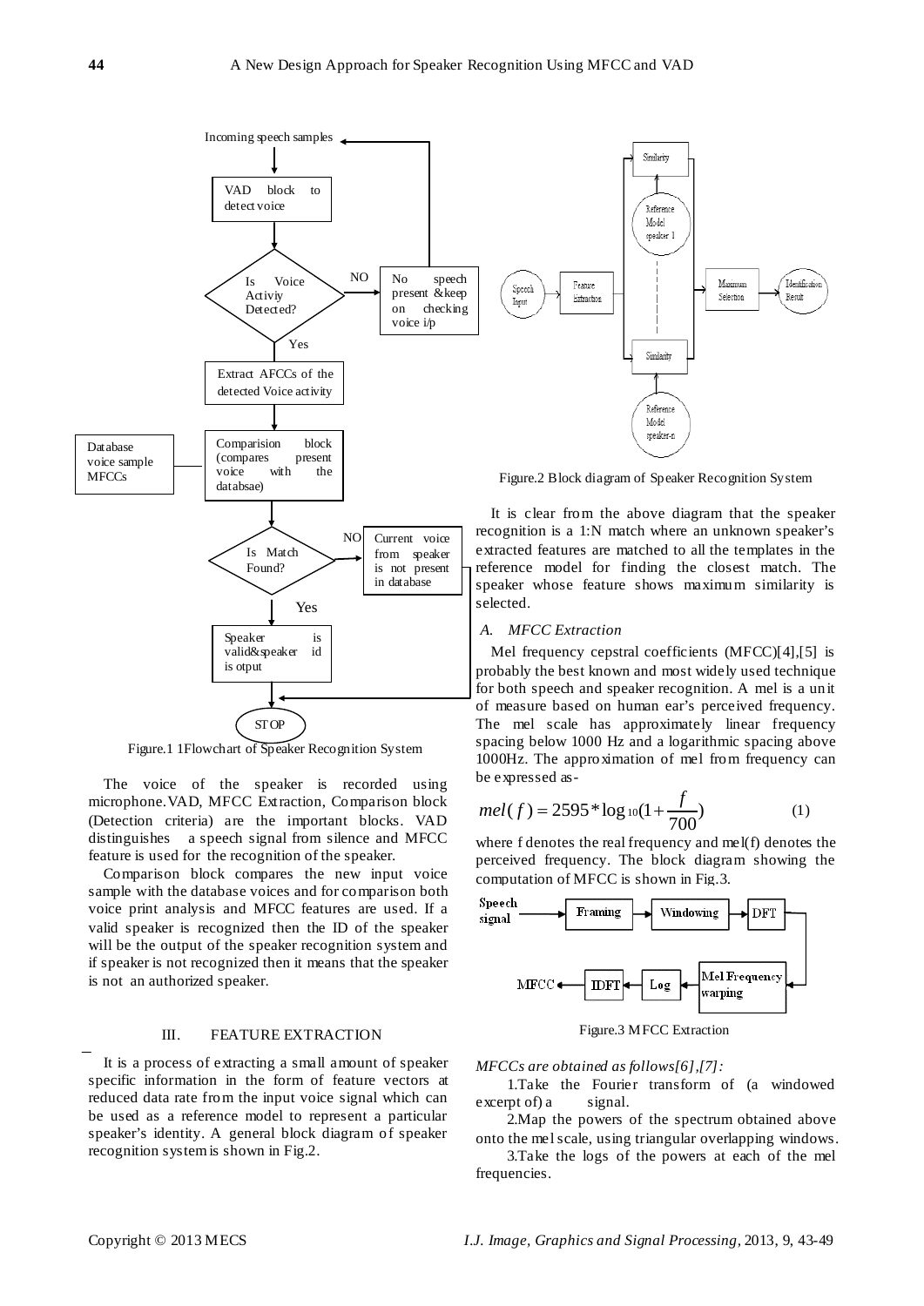Figure.1 1Flowchart of Speaker Recognition System

The voice of the speaker is recorded using microphone. VAD, MFCC Extraction, Comparison block (Detection criteria) are the important blocks. VAD distinguishes a speech signal from silence and MFCC feature is used for the recognition of the speaker.

Comparison block compares the new input voice sample with the database voices and for comparison both voice print analysis and MFCC features are used. If a valid speaker is recognized then the ID of the speaker will be the output of the speaker recognition system and if speaker is not recognized then it means that the speaker is not an authorized speaker.

## III. FEATURE EXTRACTION

It is a process of extracting a small amount of speaker specific information in the form of feature vectors at reduced data rate from the input voice signal which can be used as a reference model to represent a particular speaker's identity. A general block diagram of speaker recognition system is shown in Fig.2.

Figure.2 Block diagram of Speaker Recognition System

It is clear from the above diagram that the speaker recognition is a 1:N match where an unknown speaker's extracted features are matched to all the templates in the reference model for finding the closest match. The speaker whose feature shows maximum similarity is selected.

### *A. MFCC Extraction*

Mel frequency cepstral coefficients (MFCC)[4],[5] is probably the best known and most widely used technique for both speech and speaker recognition. A mel is a unit of measure based on human ear's perceived frequency. The mel scale has approximately linear frequency spacing below 1000 Hz and a logarithmic spacing above 1000Hz. The approximation of mel from frequency can be expressed as-

$$mel(f) = 2595 * \log_{10}(1 + \frac{f}{700}) \tag{1}$$

where f denotes the real frequency and mel(f) denotes the perceived frequency. The block diagram showing the computation of MFCC is shown in Fig.3.

Figure.3 MFCC Extraction

*MFCCs are obtained as follows[6],[7]:*

1. Take the Fourier transform of (a windowed excerpt of) a signal.
2. Map the powers of the spectrum obtained above onto the mel scale, using triangular overlapping windows.
3. Take the logs of the powers at each of the mel frequencies.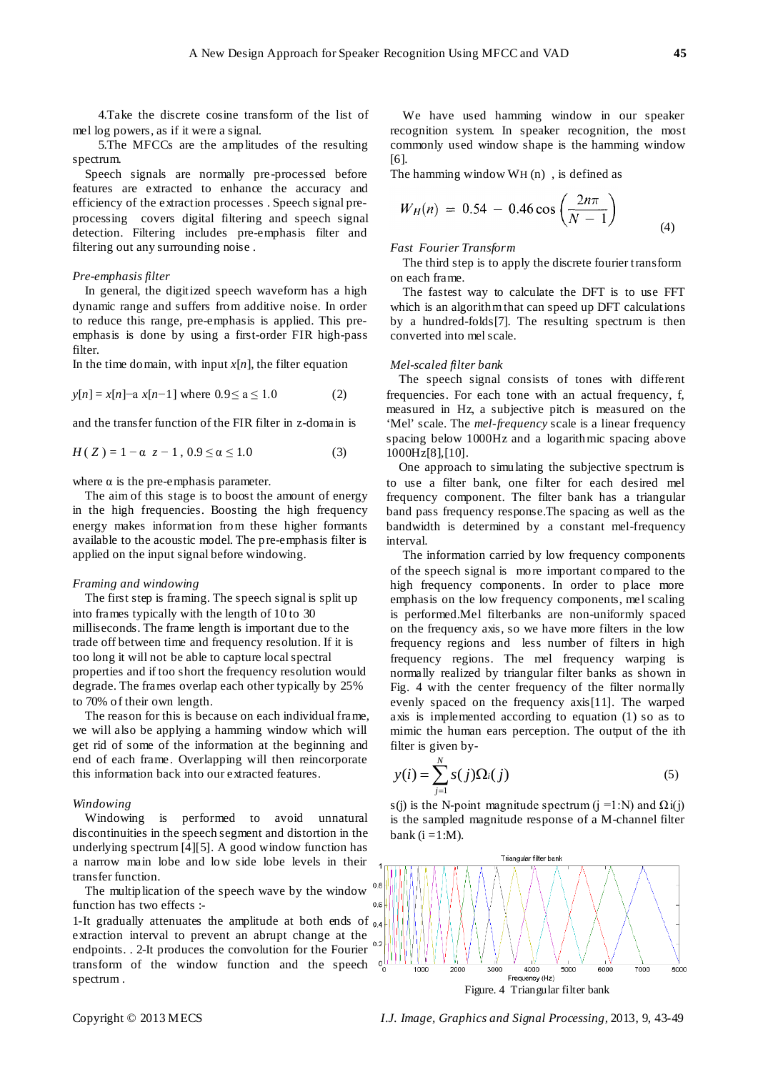4.Take the discrete cosine transform of the list of mel log powers, as if it were a signal.

5.The MFCCs are the amplitudes of the resulting spectrum.

Speech signals are normally pre-processed before features are extracted to enhance the accuracy and efficiency of the extraction processes . Speech signal pre-processing covers digital filtering and speech signal detection. Filtering includes pre-emphasis filter and filtering out any surrounding noise .

*Pre-emphasis filter*

In general, the digitized speech waveform has a high dynamic range and suffers from additive noise. In order to reduce this range, pre-emphasis is applied. This pre-emphasis is done by using a first-order FIR high-pass filter.

In the time domain, with input $x[n]$, the filter equation

$$y[n] = x[n] - a\, x[n-1] \text{ where } 0.9 \leq a \leq 1.0 \quad (2)$$

and the transfer function of the FIR filter in z-domain is

$$H(Z) = 1 - \alpha \; z - 1 \text{ , } 0.9 \leq \alpha \leq 1.0 \quad (3)$$

where α is the pre-emphasis parameter.

The aim of this stage is to boost the amount of energy in the high frequencies. Boosting the high frequency energy makes information from these higher formants available to the acoustic model. The pre-emphasis filter is applied on the input signal before windowing.

*Framing and windowing*

The first step is framing. The speech signal is split up into frames typically with the length of 10 to 30 milliseconds. The frame length is important due to the trade off between time and frequency resolution. If it is too long it will not be able to capture local spectral properties and if too short the frequency resolution would degrade. The frames overlap each other typically by 25% to 70% of their own length.

The reason for this is because on each individual frame, we will also be applying a hamming window which will get rid of some of the information at the beginning and end of each frame. Overlapping will then reincorporate this information back into our extracted features.

*Windowing*

Windowing is performed to avoid unnatural discontinuities in the speech segment and distortion in the underlying spectrum [4][5]. A good window function has a narrow main lobe and low side lobe levels in their transfer function.

The multiplication of the speech wave by the window function has two effects :-

1-It gradually attenuates the amplitude at both ends of extraction interval to prevent an abrupt change at the endpoints. . 2-It produces the convolution for the Fourier transform of the window function and the speech spectrum .

We have used hamming window in our speaker recognition system. In speaker recognition, the most commonly used window shape is the hamming window [6].

The hamming window $W_H(n)$ , is defined as

$$W_H(n) = 0.54 - 0.46\cos\left(\frac{2n\pi}{N-1}\right) \quad (4)$$

*Fast Fourier Transform*

The third step is to apply the discrete fourier transform on each frame.

The fastest way to calculate the DFT is to use FFT which is an algorithm that can speed up DFT calculations by a hundred-folds[7]. The resulting spectrum is then converted into mel scale.

*Mel-scaled filter bank*

The speech signal consists of tones with different frequencies. For each tone with an actual frequency, f, measured in Hz, a subjective pitch is measured on the 'Mel' scale. The *mel-frequency* scale is a linear frequency spacing below 1000Hz and a logarithmic spacing above 1000Hz[8],[10].

One approach to simulating the subjective spectrum is to use a filter bank, one filter for each desired mel frequency component. The filter bank has a triangular band pass frequency response.The spacing as well as the bandwidth is determined by a constant mel-frequency interval.

The information carried by low frequency components of the speech signal is more important compared to the high frequency components. In order to place more emphasis on the low frequency components, mel scaling is performed.Mel filterbanks are non-uniformly spaced on the frequency axis, so we have more filters in the low frequency regions and less number of filters in high frequency regions. The mel frequency warping is normally realized by triangular filter banks as shown in Fig. 4 with the center frequency of the filter normally evenly spaced on the frequency axis[11]. The warped axis is implemented according to equation (1) so as to mimic the human ears perception. The output of the ith filter is given by-

$$y(i) = \sum_{j=1}^{N} s(j)\Omega_i(j) \quad (5)$$

s(j) is the N-point magnitude spectrum (j =1:N) and $\Omega i(j)$ is the sampled magnitude response of a M-channel filter bank (i =1:M).

Figure. 4 Triangular filter bank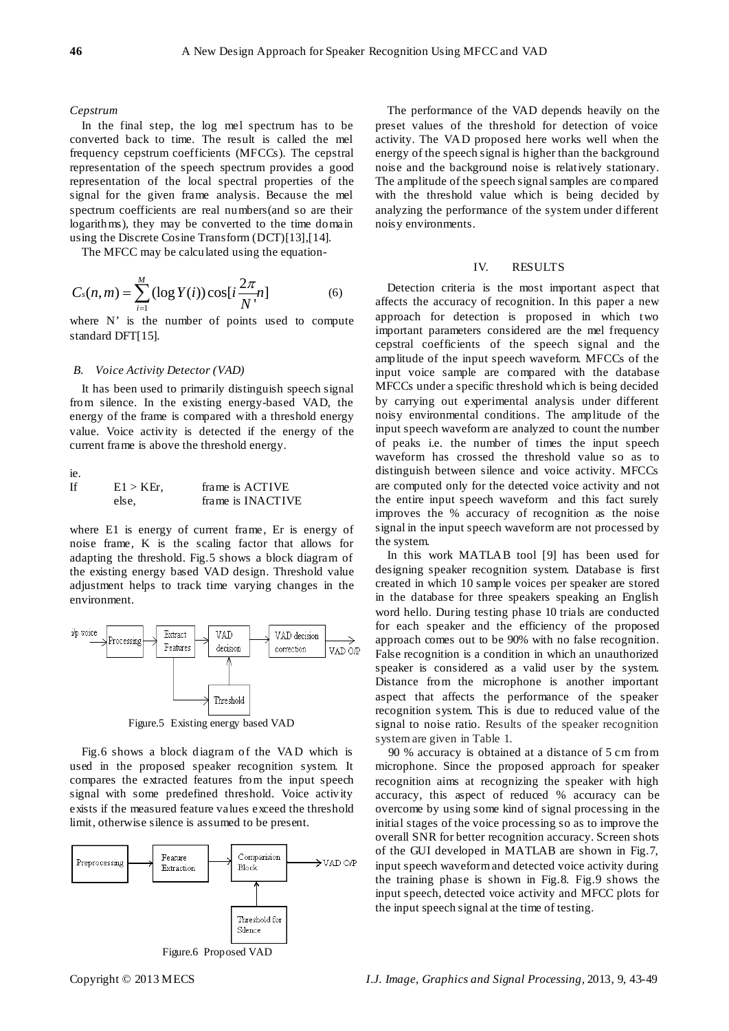*Cepstrum*

In the final step, the log mel spectrum has to be converted back to time. The result is called the mel frequency cepstrum coefficients (MFCCs). The cepstral representation of the speech spectrum provides a good representation of the local spectral properties of the signal for the given frame analysis. Because the mel spectrum coefficients are real numbers(and so are their logarithms), they may be converted to the time domain using the Discrete Cosine Transform (DCT)[13],[14].

The MFCC may be calculated using the equation-

$$C_s(n,m) = \sum_{i=1}^{M} (\log Y(i)) \cos[i \frac{2\pi}{N'} n] \qquad (6)$$

where N' is the number of points used to compute standard DFT[15].

### B. Voice Activity Detector (VAD)

It has been used to primarily distinguish speech signal from silence. In the existing energy-based VAD, the energy of the frame is compared with a threshold energy value. Voice activity is detected if the energy of the current frame is above the threshold energy.

ie.

If $E1 > KEr$, frame is ACTIVE
else, frame is INACTIVE

where E1 is energy of current frame, Er is energy of noise frame, K is the scaling factor that allows for adapting the threshold. Fig.5 shows a block diagram of the existing energy based VAD design. Threshold value adjustment helps to track time varying changes in the environment.

Figure.5 Existing energy based VAD

Fig.6 shows a block diagram of the VAD which is used in the proposed speaker recognition system. It compares the extracted features from the input speech signal with some predefined threshold. Voice activity exists if the measured feature values exceed the threshold limit, otherwise silence is assumed to be present.

Figure.6 Proposed VAD

The performance of the VAD depends heavily on the preset values of the threshold for detection of voice activity. The VAD proposed here works well when the energy of the speech signal is higher than the background noise and the background noise is relatively stationary. The amplitude of the speech signal samples are compared with the threshold value which is being decided by analyzing the performance of the system under different noisy environments.

## IV. RESULTS

Detection criteria is the most important aspect that affects the accuracy of recognition. In this paper a new approach for detection is proposed in which two important parameters considered are the mel frequency cepstral coefficients of the speech signal and the amplitude of the input speech waveform. MFCCs of the input voice sample are compared with the database MFCCs under a specific threshold which is being decided by carrying out experimental analysis under different noisy environmental conditions. The amplitude of the input speech waveform are analyzed to count the number of peaks i.e. the number of times the input speech waveform has crossed the threshold value so as to distinguish between silence and voice activity. MFCCs are computed only for the detected voice activity and not the entire input speech waveform and this fact surely improves the % accuracy of recognition as the noise signal in the input speech waveform are not processed by the system.

In this work MATLAB tool [9] has been used for designing speaker recognition system. Database is first created in which 10 sample voices per speaker are stored in the database for three speakers speaking an English word hello. During testing phase 10 trials are conducted for each speaker and the efficiency of the proposed approach comes out to be 90% with no false recognition. False recognition is a condition in which an unauthorized speaker is considered as a valid user by the system. Distance from the microphone is another important aspect that affects the performance of the speaker recognition system. This is due to reduced value of the signal to noise ratio. Results of the speaker recognition system are given in Table 1.

90 % accuracy is obtained at a distance of 5 cm from microphone. Since the proposed approach for speaker recognition aims at recognizing the speaker with high accuracy, this aspect of reduced % accuracy can be overcome by using some kind of signal processing in the initial stages of the voice processing so as to improve the overall SNR for better recognition accuracy. Screen shots of the GUI developed in MATLAB are shown in Fig.7, input speech waveform and detected voice activity during the training phase is shown in Fig.8. Fig.9 shows the input speech, detected voice activity and MFCC plots for the input speech signal at the time of testing.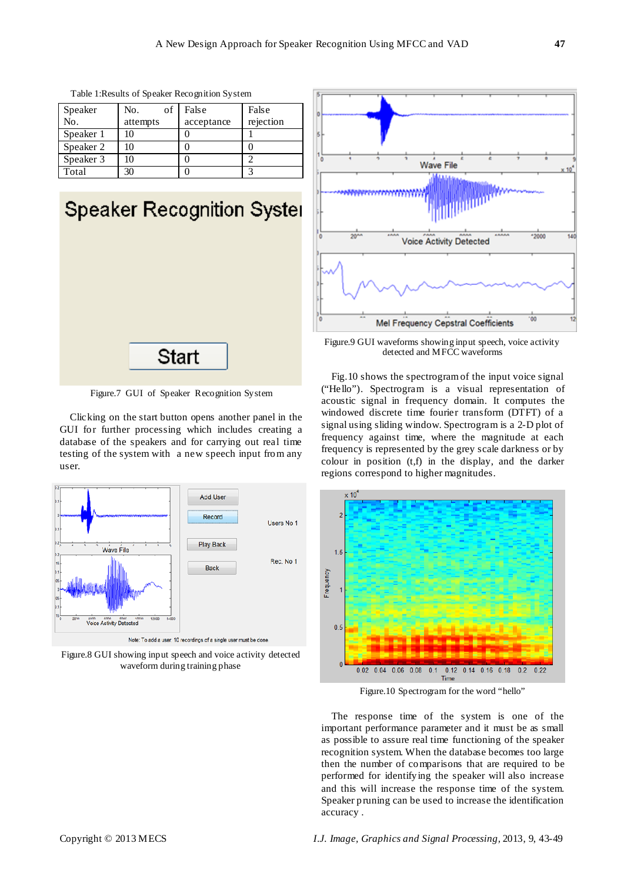Table 1:Results of Speaker Recognition System

| Speaker No. | No. of attempts | False acceptance | False rejection |
|---|---|---|---|
| Speaker 1 | 10 | 0 | 1 |
| Speaker 2 | 10 | 0 | 0 |
| Speaker 3 | 10 | 0 | 2 |
| Total | 30 | 0 | 3 |

Figure.7 GUI of Speaker Recognition System

Clicking on the start button opens another panel in the GUI for further processing which includes creating a database of the speakers and for carrying out real time testing of the system with a new speech input from any user.

Figure.8 GUI showing input speech and voice activity detected waveform during training phase

Figure.9 GUI waveforms showing input speech, voice activity detected and MFCC waveforms

Fig.10 shows the spectrogram of the input voice signal ("Hello"). Spectrogram is a visual representation of acoustic signal in frequency domain. It computes the windowed discrete time fourier transform (DTFT) of a signal using sliding window. Spectrogram is a 2-D plot of frequency against time, where the magnitude at each frequency is represented by the grey scale darkness or by colour in position (t,f) in the display, and the darker regions correspond to higher magnitudes.

Figure.10 Spectrogram for the word "hello"

The response time of the system is one of the important performance parameter and it must be as small as possible to assure real time functioning of the speaker recognition system. When the database becomes too large then the number of comparisons that are required to be performed for identifying the speaker will also increase and this will increase the response time of the system. Speaker pruning can be used to increase the identification accuracy .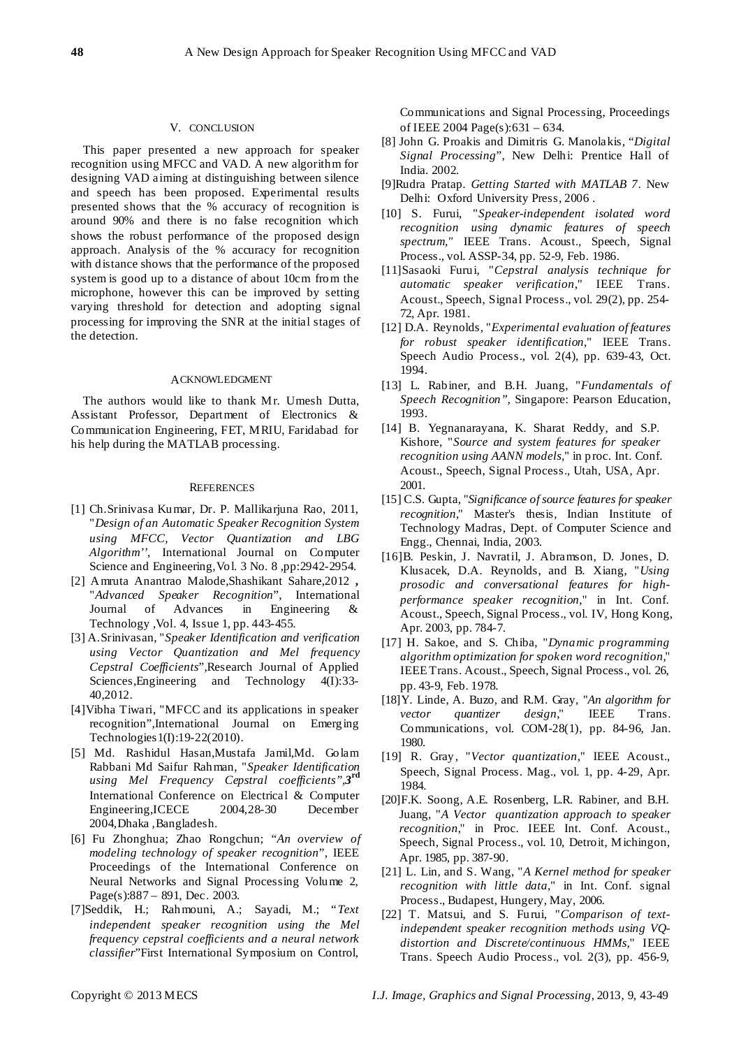## V. CONCLUSION

This paper presented a new approach for speaker recognition using MFCC and VAD. A new algorithm for designing VAD aiming at distinguishing between silence and speech has been proposed. Experimental results presented shows that the % accuracy of recognition is around 90% and there is no false recognition which shows the robust performance of the proposed design approach. Analysis of the % accuracy for recognition with distance shows that the performance of the proposed system is good up to a distance of about 10cm from the microphone, however this can be improved by setting varying threshold for detection and adopting signal processing for improving the SNR at the initial stages of the detection.

## ACKNOWLEDGMENT

The authors would like to thank Mr. Umesh Dutta, Assistant Professor, Department of Electronics & Communication Engineering, FET, MRIU, Faridabad for his help during the MATLAB processing.

## REFERENCES

[1] Ch.Srinivasa Kumar, Dr. P. Mallikarjuna Rao, 2011, "*Design of an Automatic Speaker Recognition System using MFCC, Vector Quantization and LBG Algorithm''*, International Journal on Computer Science and Engineering,Vol. 3 No. 8 ,pp:2942-2954.

[2] Amruta Anantrao Malode,Shashikant Sahare,2012 , "*Advanced Speaker Recognition*", International Journal of Advances in Engineering & Technology ,Vol. 4, Issue 1, pp. 443-455.

[3] A.Srinivasan, "*Speaker Identification and verification using Vector Quantization and Mel frequency Cepstral Coefficients*",Research Journal of Applied Sciences,Engineering and Technology 4(I):33-40,2012.

[4]Vibha Tiwari, "MFCC and its applications in speaker recognition",International Journal on Emerging Technologies1(I):19-22(2010).

[5] Md. Rashidul Hasan,Mustafa Jamil,Md. Golam Rabbani Md Saifur Rahman, "*Speaker Identification using Mel Frequency Cepstral coefficients",3rd* International Conference on Electrical & Computer Engineering,ICECE 2004,28-30 December 2004,Dhaka ,Bangladesh.

[6] Fu Zhonghua; Zhao Rongchun; "*An overview of modeling technology of speaker recognition*", IEEE Proceedings of the International Conference on Neural Networks and Signal Processing Volume 2, Page(s):887 – 891, Dec. 2003.

[7]Seddik, H.; Rahmouni, A.; Sayadi, M.; "*Text independent speaker recognition using the Mel frequency cepstral coefficients and a neural network classifier*"First International Symposium on Control, Communications and Signal Processing, Proceedings of IEEE 2004 Page(s):631 – 634.

[8] John G. Proakis and Dimitris G. Manolakis, "*Digital Signal Processing*", New Delhi: Prentice Hall of India. 2002.

[9]Rudra Pratap. *Getting Started with MATLAB 7*. New Delhi: Oxford University Press, 2006 .

[10] S. Furui, "*Speaker-independent isolated word recognition using dynamic features of speech spectrum,*" IEEE Trans. Acoust., Speech, Signal Process., vol. ASSP-34, pp. 52-9, Feb. 1986.

[11]Sasaoki Furui, "*Cepstral analysis technique for automatic speaker verification*," IEEE Trans. Acoust., Speech, Signal Process., vol. 29(2), pp. 254-72, Apr. 1981.

[12] D.A. Reynolds, "*Experimental evaluation of features for robust speaker identification*," IEEE Trans. Speech Audio Process., vol. 2(4), pp. 639-43, Oct. 1994.

[13] L. Rabiner, and B.H. Juang, "*Fundamentals of Speech Recognition"*, Singapore: Pearson Education, 1993.

[14] B. Yegnanarayana, K. Sharat Reddy, and S.P. Kishore, "*Source and system features for speaker recognition using AANN models*," in proc. Int. Conf. Acoust., Speech, Signal Process., Utah, USA, Apr. 2001.

[15] C.S. Gupta, "*Significance of source features for speaker recognition*," Master's thesis, Indian Institute of Technology Madras, Dept. of Computer Science and Engg., Chennai, India, 2003.

[16]B. Peskin, J. Navratil, J. Abramson, D. Jones, D. Klusacek, D.A. Reynolds, and B. Xiang, "*Using prosodic and conversational features for high-performance speaker recognition*," in Int. Conf. Acoust., Speech, Signal Process., vol. IV, Hong Kong, Apr. 2003, pp. 784-7.

[17] H. Sakoe, and S. Chiba, "*Dynamic programming algorithm optimization for spoken word recognition*," IEEE Trans. Acoust., Speech, Signal Process., vol. 26, pp. 43-9, Feb. 1978.

[18]Y. Linde, A. Buzo, and R.M. Gray, "*An algorithm for vector quantizer design*," IEEE Trans. Communications, vol. COM-28(1), pp. 84-96, Jan. 1980.

[19] R. Gray, "*Vector quantization*," IEEE Acoust., Speech, Signal Process. Mag., vol. 1, pp. 4-29, Apr. 1984.

[20]F.K. Soong, A.E. Rosenberg, L.R. Rabiner, and B.H. Juang, "*A Vector quantization approach to speaker recognition*," in Proc. IEEE Int. Conf. Acoust., Speech, Signal Process., vol. 10, Detroit, Michingon, Apr. 1985, pp. 387-90.

[21] L. Lin, and S. Wang, "*A Kernel method for speaker recognition with little data*," in Int. Conf. signal Process., Budapest, Hungery, May, 2006.

[22] T. Matsui, and S. Furui, "*Comparison of text-independent speaker recognition methods using VQ-distortion and Discrete/continuous HMMs*," IEEE Trans. Speech Audio Process., vol. 2(3), pp. 456-9,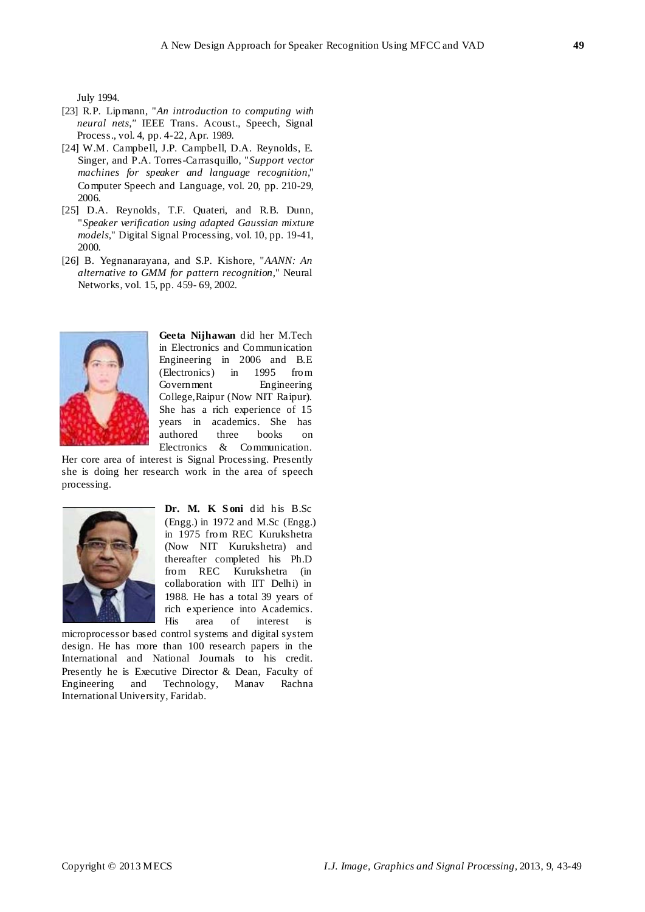July 1994.

[23] R.P. Lipmann, "*An introduction to computing with neural nets,*" IEEE Trans. Acoust., Speech, Signal Process., vol. 4, pp. 4-22, Apr. 1989.

[24] W.M. Campbell, J.P. Campbell, D.A. Reynolds, E. Singer, and P.A. Torres-Carrasquillo, "*Support vector machines for speaker and language recognition,*" Computer Speech and Language, vol. 20, pp. 210-29, 2006.

[25] D.A. Reynolds, T.F. Quateri, and R.B. Dunn, "*Speaker verification using adapted Gaussian mixture models,*" Digital Signal Processing, vol. 10, pp. 19-41, 2000.

[26] B. Yegnanarayana, and S.P. Kishore, "*AANN: An alternative to GMM for pattern recognition,*" Neural Networks, vol. 15, pp. 459- 69, 2002.

**Geeta Nijhawan** did her M.Tech in Electronics and Communication Engineering in 2006 and B.E (Electronics) in 1995 from Government Engineering College,Raipur (Now NIT Raipur). She has a rich experience of 15 years in academics. She has authored three books on Electronics & Communication. Her core area of interest is Signal Processing. Presently she is doing her research work in the area of speech processing.

**Dr. M. K Soni** did his B.Sc (Engg.) in 1972 and M.Sc (Engg.) in 1975 from REC Kurukshetra (Now NIT Kurukshetra) and thereafter completed his Ph.D from REC Kurukshetra (in collaboration with IIT Delhi) in 1988. He has a total 39 years of rich experience into Academics. His area of interest is microprocessor based control systems and digital system design. He has more than 100 research papers in the International and National Journals to his credit. Presently he is Executive Director & Dean, Faculty of Engineering and Technology, Manav Rachna International University, Faridab.